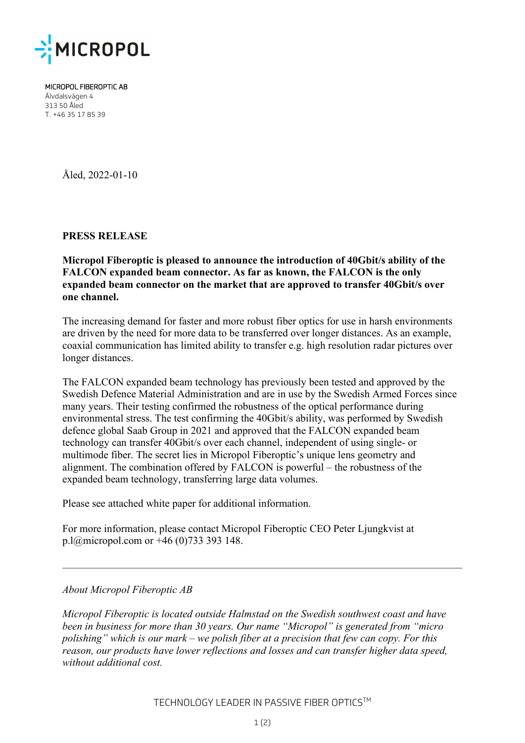MICROPOL

MICROPOL FIBEROPTIC AB
Älvdalsvägen 4
313 50 Åled
T. +46 35 17 85 39

Åled, 2022-01-10

**PRESS RELEASE**

**Micropol Fiberoptic is pleased to announce the introduction of 40Gbit/s ability of the FALCON expanded beam connector. As far as known, the FALCON is the only expanded beam connector on the market that are approved to transfer 40Gbit/s over one channel.**

The increasing demand for faster and more robust fiber optics for use in harsh environments are driven by the need for more data to be transferred over longer distances. As an example, coaxial communication has limited ability to transfer e.g. high resolution radar pictures over longer distances.

The FALCON expanded beam technology has previously been tested and approved by the Swedish Defence Material Administration and are in use by the Swedish Armed Forces since many years. Their testing confirmed the robustness of the optical performance during environmental stress. The test confirming the 40Gbit/s ability, was performed by Swedish defence global Saab Group in 2021 and approved that the FALCON expanded beam technology can transfer 40Gbit/s over each channel, independent of using single- or multimode fiber. The secret lies in Micropol Fiberoptic's unique lens geometry and alignment. The combination offered by FALCON is powerful – the robustness of the expanded beam technology, transferring large data volumes.

Please see attached white paper for additional information.

For more information, please contact Micropol Fiberoptic CEO Peter Ljungkvist at p.l@micropol.com or +46 (0)733 393 148.

---

*About Micropol Fiberoptic AB*

*Micropol Fiberoptic is located outside Halmstad on the Swedish southwest coast and have been in business for more than 30 years. Our name "Micropol" is generated from "micro polishing" which is our mark – we polish fiber at a precision that few can copy. For this reason, our products have lower reflections and losses and can transfer higher data speed, without additional cost.*

TECHNOLOGY LEADER IN PASSIVE FIBER OPTICS™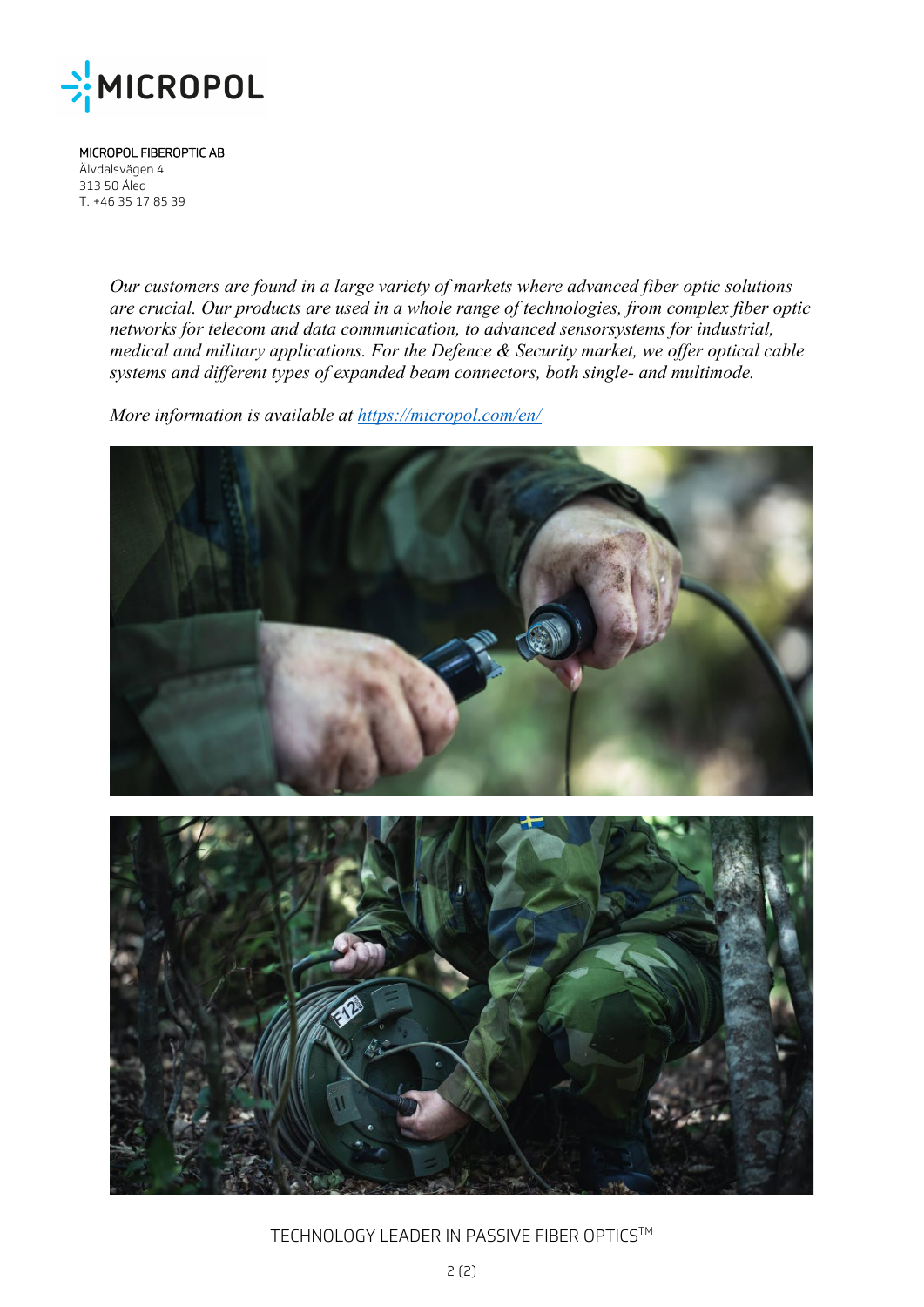MICROPOL FIBEROPTIC AB
Älvdalsvägen 4
313 50 Åled
T. +46 35 17 85 39

*Our customers are found in a large variety of markets where advanced fiber optic solutions are crucial. Our products are used in a whole range of technologies, from complex fiber optic networks for telecom and data communication, to advanced sensorsystems for industrial, medical and military applications. For the Defence & Security market, we offer optical cable systems and different types of expanded beam connectors, both single- and multimode.*

*More information is available at https://micropol.com/en/*

TECHNOLOGY LEADER IN PASSIVE FIBER OPTICS™